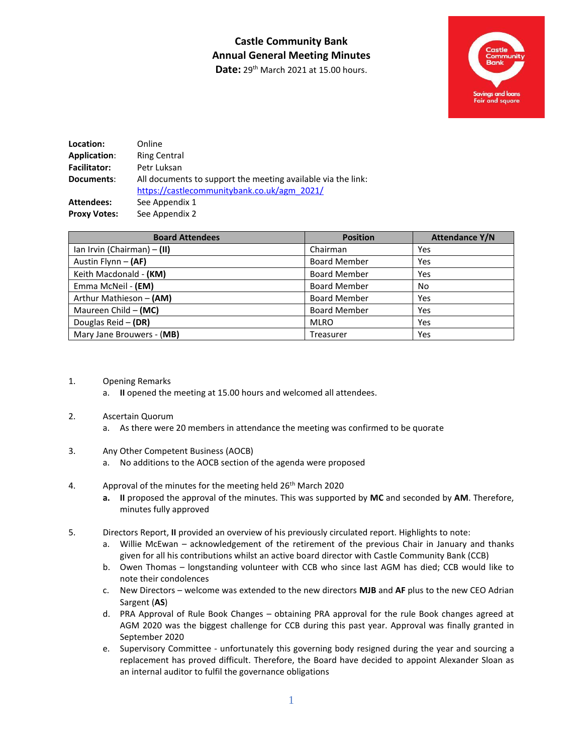# Castle Community Bank
## Annual General Meeting Minutes
**Date:** 29th March 2021 at 15.00 hours.

**Location:** Online
**Application:** Ring Central
**Facilitator:** Petr Luksan
**Documents:** All documents to support the meeting available via the link: https://castlecommunitybank.co.uk/agm_2021/
**Attendees:** See Appendix 1
**Proxy Votes:** See Appendix 2

| Board Attendees | Position | Attendance Y/N |
|---|---|---|
| Ian Irvin (Chairman) – **(II)** | Chairman | Yes |
| Austin Flynn – **(AF)** | Board Member | Yes |
| Keith Macdonald - **(KM)** | Board Member | Yes |
| Emma McNeil - **(EM)** | Board Member | No |
| Arthur Mathieson – **(AM)** | Board Member | Yes |
| Maureen Child – **(MC)** | Board Member | Yes |
| Douglas Reid – **(DR)** | MLRO | Yes |
| Mary Jane Brouwers - (**MB**) | Treasurer | Yes |

1. Opening Remarks
   a. **II** opened the meeting at 15.00 hours and welcomed all attendees.

2. Ascertain Quorum
   a. As there were 20 members in attendance the meeting was confirmed to be quorate

3. Any Other Competent Business (AOCB)
   a. No additions to the AOCB section of the agenda were proposed

4. Approval of the minutes for the meeting held 26th March 2020
   **a.** **II** proposed the approval of the minutes. This was supported by **MC** and seconded by **AM**. Therefore, minutes fully approved

5. Directors Report, **II** provided an overview of his previously circulated report. Highlights to note:
   a. Willie McEwan – acknowledgement of the retirement of the previous Chair in January and thanks given for all his contributions whilst an active board director with Castle Community Bank (CCB)
   b. Owen Thomas – longstanding volunteer with CCB who since last AGM has died; CCB would like to note their condolences
   c. New Directors – welcome was extended to the new directors **MJB** and **AF** plus to the new CEO Adrian Sargent (**AS**)
   d. PRA Approval of Rule Book Changes – obtaining PRA approval for the rule Book changes agreed at AGM 2020 was the biggest challenge for CCB during this past year. Approval was finally granted in September 2020
   e. Supervisory Committee - unfortunately this governing body resigned during the year and sourcing a replacement has proved difficult. Therefore, the Board have decided to appoint Alexander Sloan as an internal auditor to fulfil the governance obligations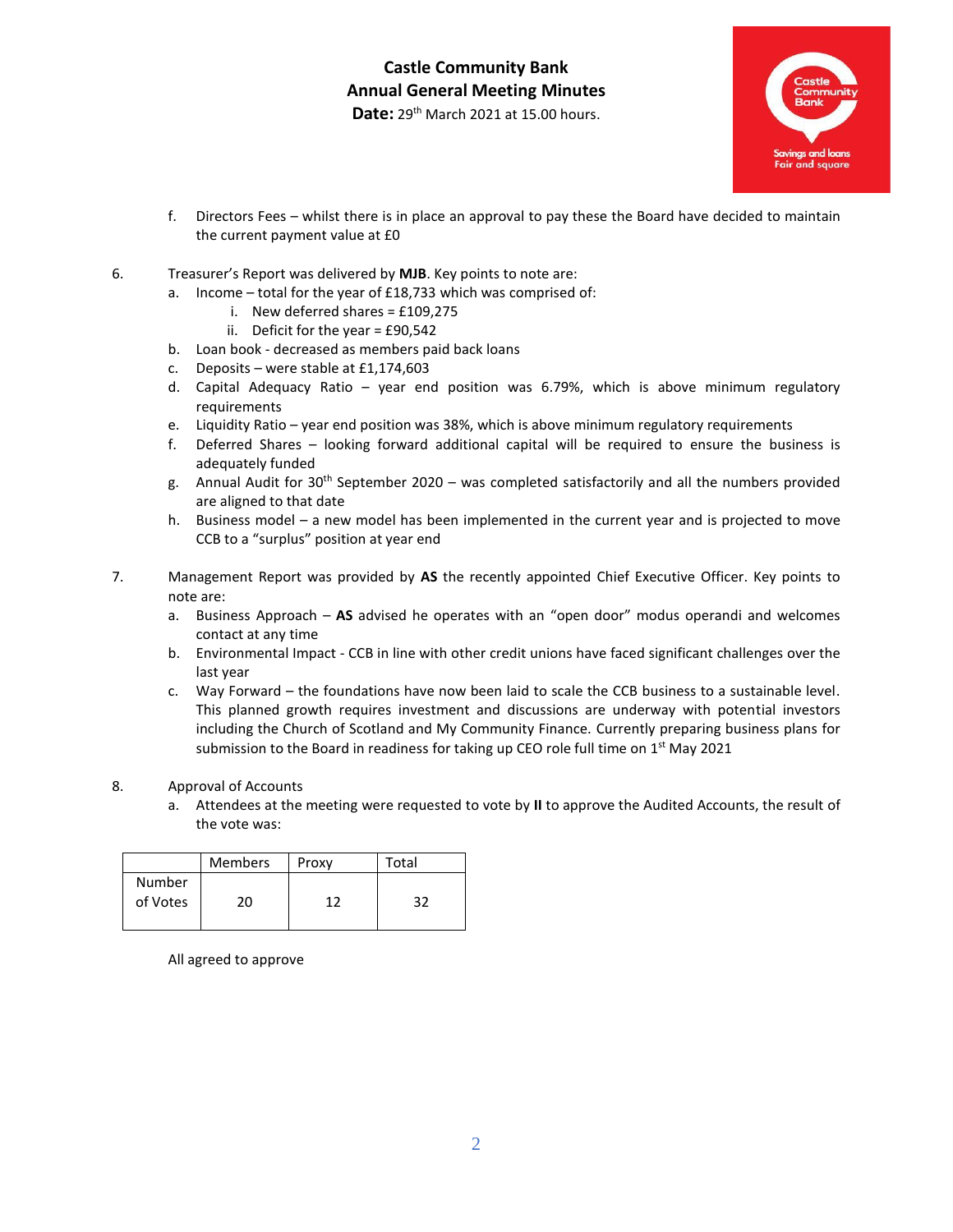f. Directors Fees – whilst there is in place an approval to pay these the Board have decided to maintain the current payment value at £0

6. Treasurer's Report was delivered by **MJB**. Key points to note are:
   a. Income – total for the year of £18,733 which was comprised of:
      i. New deferred shares = £109,275
      ii. Deficit for the year = £90,542
   b. Loan book - decreased as members paid back loans
   c. Deposits – were stable at £1,174,603
   d. Capital Adequacy Ratio – year end position was 6.79%, which is above minimum regulatory requirements
   e. Liquidity Ratio – year end position was 38%, which is above minimum regulatory requirements
   f. Deferred Shares – looking forward additional capital will be required to ensure the business is adequately funded
   g. Annual Audit for 30th September 2020 – was completed satisfactorily and all the numbers provided are aligned to that date
   h. Business model – a new model has been implemented in the current year and is projected to move CCB to a "surplus" position at year end

7. Management Report was provided by **AS** the recently appointed Chief Executive Officer. Key points to note are:
   a. Business Approach – **AS** advised he operates with an "open door" modus operandi and welcomes contact at any time
   b. Environmental Impact - CCB in line with other credit unions have faced significant challenges over the last year
   c. Way Forward – the foundations have now been laid to scale the CCB business to a sustainable level. This planned growth requires investment and discussions are underway with potential investors including the Church of Scotland and My Community Finance. Currently preparing business plans for submission to the Board in readiness for taking up CEO role full time on 1st May 2021

8. Approval of Accounts
   a. Attendees at the meeting were requested to vote by **II** to approve the Audited Accounts, the result of the vote was:

| | Members | Proxy | Total |
|---|---|---|---|
| Number of Votes | 20 | 12 | 32 |

All agreed to approve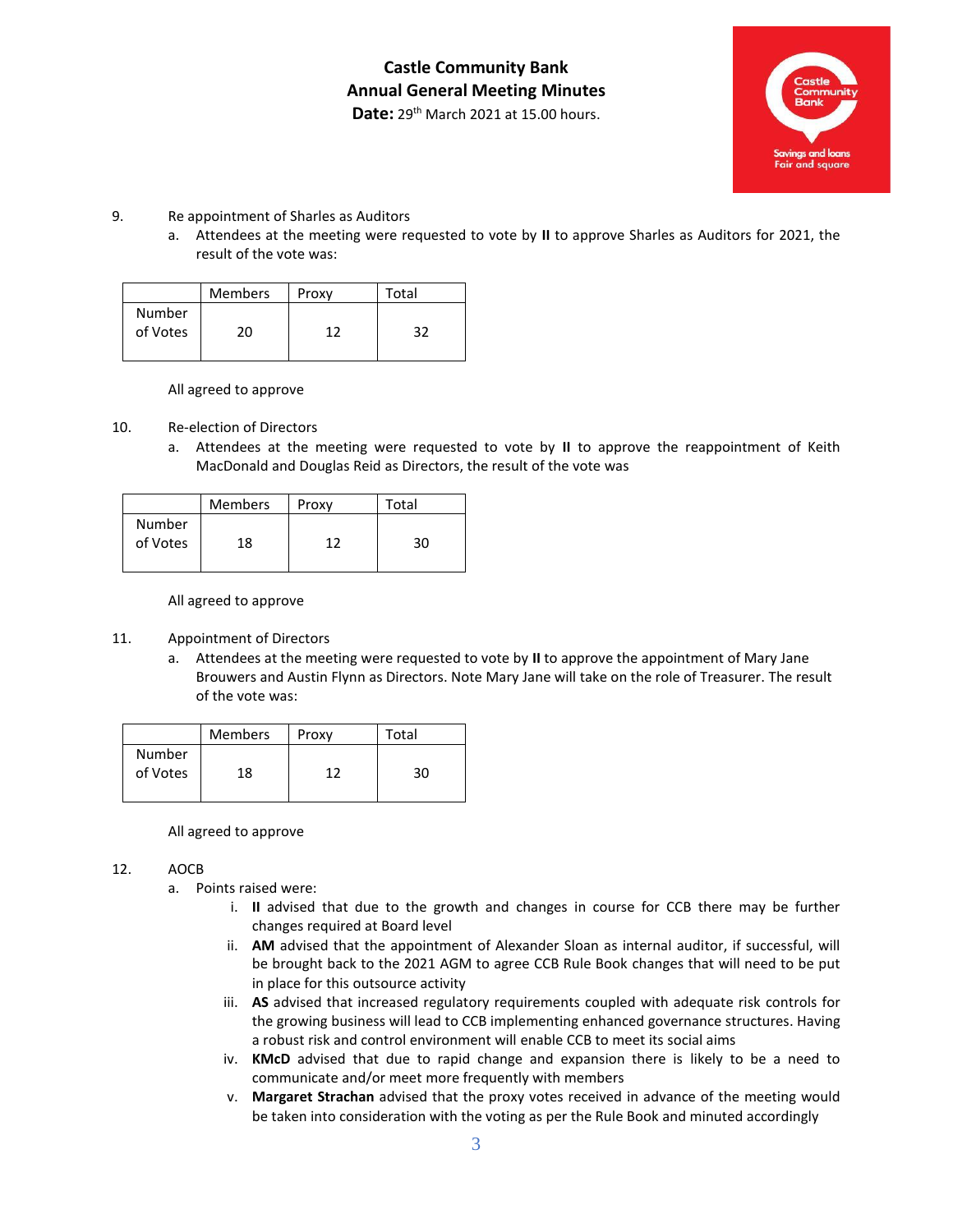# Castle Community Bank
## Annual General Meeting Minutes
**Date:** 29th March 2021 at 15.00 hours.

9. Re appointment of Sharles as Auditors
   a. Attendees at the meeting were requested to vote by **II** to approve Sharles as Auditors for 2021, the result of the vote was:

| | Members | Proxy | Total |
|---|---|---|---|
| Number of Votes | 20 | 12 | 32 |

All agreed to approve

10. Re-election of Directors
    a. Attendees at the meeting were requested to vote by **II** to approve the reappointment of Keith MacDonald and Douglas Reid as Directors, the result of the vote was

| | Members | Proxy | Total |
|---|---|---|---|
| Number of Votes | 18 | 12 | 30 |

All agreed to approve

11. Appointment of Directors
    a. Attendees at the meeting were requested to vote by **II** to approve the appointment of Mary Jane Brouwers and Austin Flynn as Directors. Note Mary Jane will take on the role of Treasurer. The result of the vote was:

| | Members | Proxy | Total |
|---|---|---|---|
| Number of Votes | 18 | 12 | 30 |

All agreed to approve

12. AOCB
    a. Points raised were:
       i. **II** advised that due to the growth and changes in course for CCB there may be further changes required at Board level
       ii. **AM** advised that the appointment of Alexander Sloan as internal auditor, if successful, will be brought back to the 2021 AGM to agree CCB Rule Book changes that will need to be put in place for this outsource activity
       iii. **AS** advised that increased regulatory requirements coupled with adequate risk controls for the growing business will lead to CCB implementing enhanced governance structures. Having a robust risk and control environment will enable CCB to meet its social aims
       iv. **KMcD** advised that due to rapid change and expansion there is likely to be a need to communicate and/or meet more frequently with members
       v. **Margaret Strachan** advised that the proxy votes received in advance of the meeting would be taken into consideration with the voting as per the Rule Book and minuted accordingly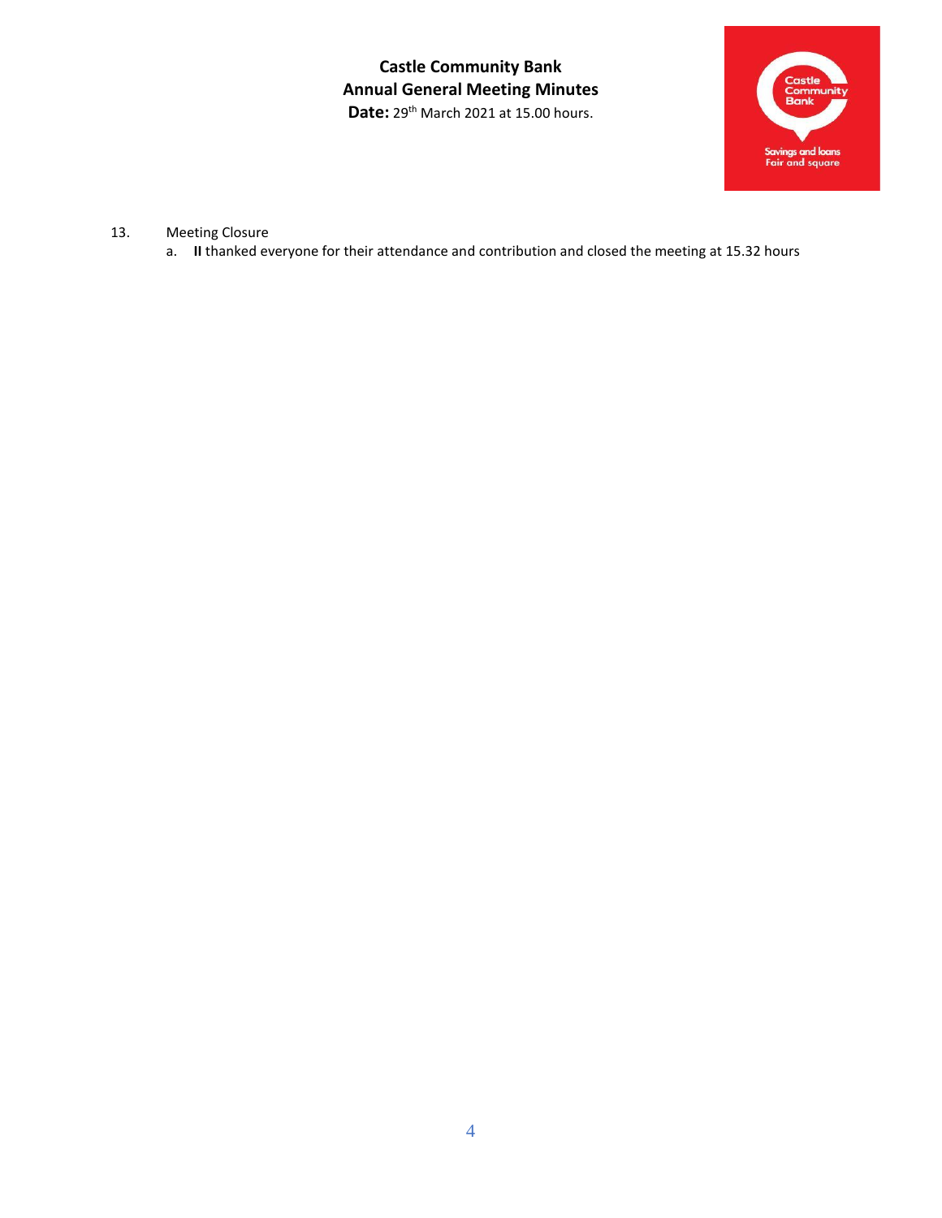**Castle Community Bank**
**Annual General Meeting Minutes**
**Date:** 29th March 2021 at 15.00 hours.

13. Meeting Closure
    a. **II** thanked everyone for their attendance and contribution and closed the meeting at 15.32 hours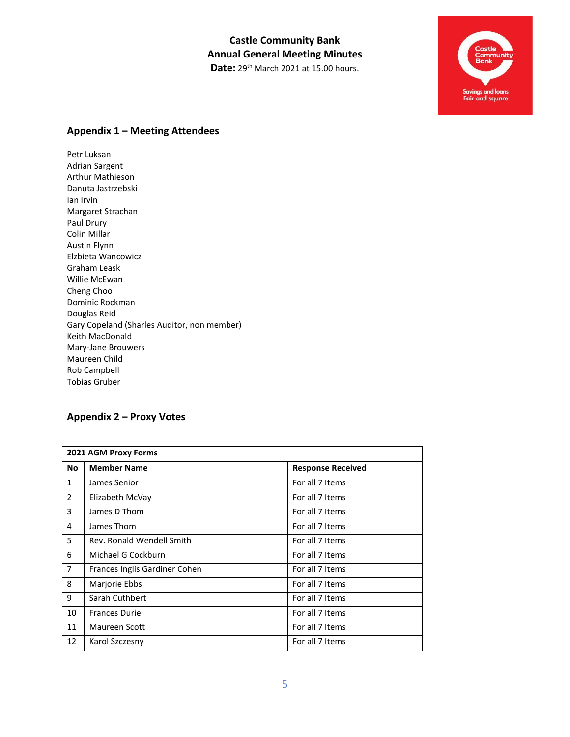**Castle Community Bank**
**Annual General Meeting Minutes**
**Date:** 29th March 2021 at 15.00 hours.

## Appendix 1 – Meeting Attendees

Petr Luksan
Adrian Sargent
Arthur Mathieson
Danuta Jastrzebski
Ian Irvin
Margaret Strachan
Paul Drury
Colin Millar
Austin Flynn
Elzbieta Wancowicz
Graham Leask
Willie McEwan
Cheng Choo
Dominic Rockman
Douglas Reid
Gary Copeland (Sharles Auditor, non member)
Keith MacDonald
Mary-Jane Brouwers
Maureen Child
Rob Campbell
Tobias Gruber

## Appendix 2 – Proxy Votes

| 2021 AGM Proxy Forms | | |
|---|---|---|
| **No** | **Member Name** | **Response Received** |
| 1 | James Senior | For all 7 Items |
| 2 | Elizabeth McVay | For all 7 Items |
| 3 | James D Thom | For all 7 Items |
| 4 | James Thom | For all 7 Items |
| 5 | Rev. Ronald Wendell Smith | For all 7 Items |
| 6 | Michael G Cockburn | For all 7 Items |
| 7 | Frances Inglis Gardiner Cohen | For all 7 Items |
| 8 | Marjorie Ebbs | For all 7 Items |
| 9 | Sarah Cuthbert | For all 7 Items |
| 10 | Frances Durie | For all 7 Items |
| 11 | Maureen Scott | For all 7 Items |
| 12 | Karol Szczesny | For all 7 Items |